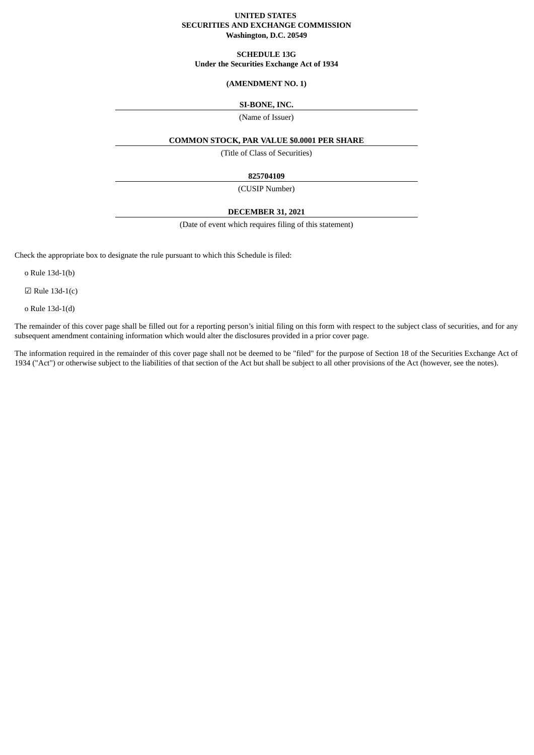**UNITED STATES**
**SECURITIES AND EXCHANGE COMMISSION**
**Washington, D.C. 20549**

**SCHEDULE 13G**
**Under the Securities Exchange Act of 1934**

**(AMENDMENT NO. 1)**

**SI-BONE, INC.**
(Name of Issuer)

**COMMON STOCK, PAR VALUE $0.0001 PER SHARE**
(Title of Class of Securities)

**825704109**
(CUSIP Number)

**DECEMBER 31, 2021**
(Date of event which requires filing of this statement)

Check the appropriate box to designate the rule pursuant to which this Schedule is filed:

o Rule 13d-1(b)

☑ Rule 13d-1(c)

o Rule 13d-1(d)

The remainder of this cover page shall be filled out for a reporting person's initial filing on this form with respect to the subject class of securities, and for any subsequent amendment containing information which would alter the disclosures provided in a prior cover page.

The information required in the remainder of this cover page shall not be deemed to be "filed" for the purpose of Section 18 of the Securities Exchange Act of 1934 ("Act") or otherwise subject to the liabilities of that section of the Act but shall be subject to all other provisions of the Act (however, see the notes).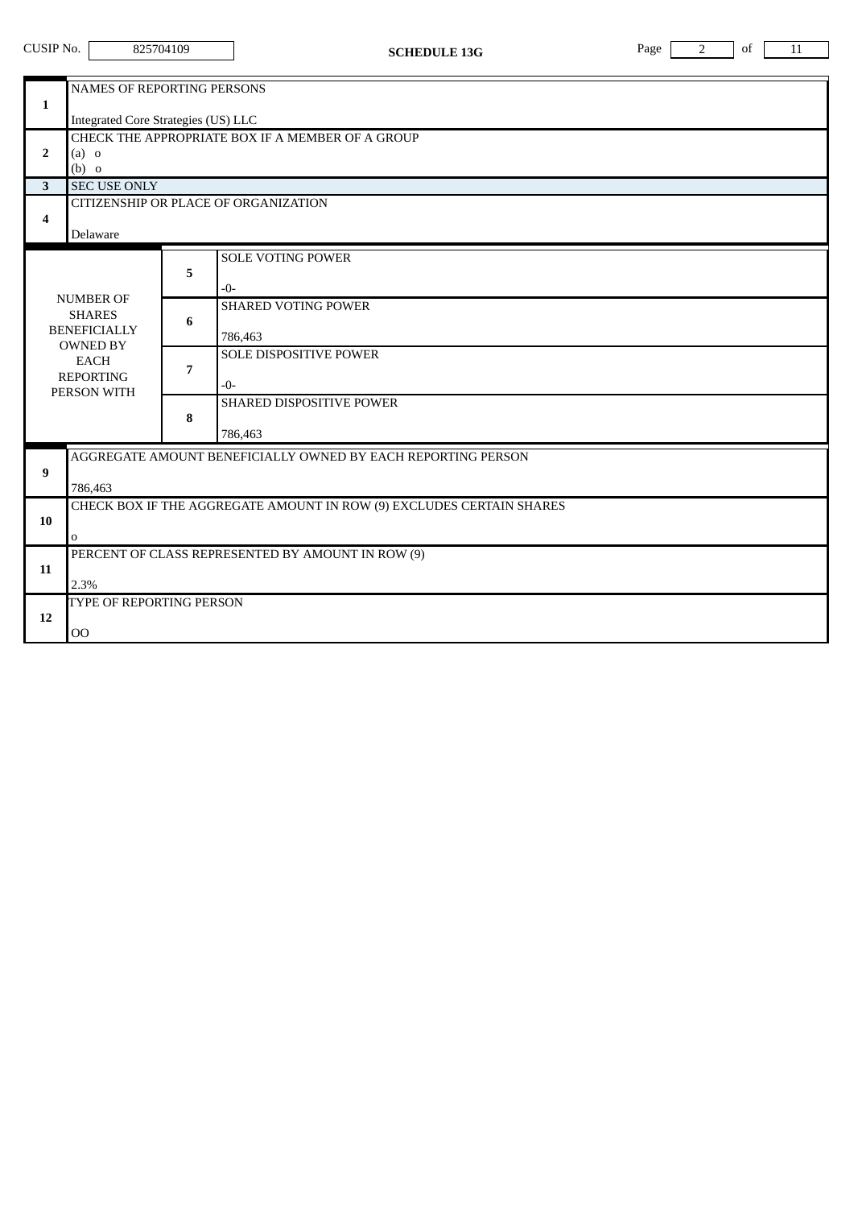CUSIP No. 825704109

**SCHEDULE 13G**

| | | | |
|---|---|---|---|
| **1** | NAMES OF REPORTING PERSONS<br><br>Integrated Core Strategies (US) LLC | | |
| **2** | CHECK THE APPROPRIATE BOX IF A MEMBER OF A GROUP<br>(a) o<br>(b) o | | |
| **3** | SEC USE ONLY | | |
| **4** | CITIZENSHIP OR PLACE OF ORGANIZATION<br><br>Delaware | | |
| NUMBER OF SHARES BENEFICIALLY OWNED BY EACH REPORTING PERSON WITH | **5** | SOLE VOTING POWER<br><br>-0- | |
| | **6** | SHARED VOTING POWER<br><br>786,463 | |
| | **7** | SOLE DISPOSITIVE POWER<br><br>-0- | |
| | **8** | SHARED DISPOSITIVE POWER<br><br>786,463 | |
| **9** | AGGREGATE AMOUNT BENEFICIALLY OWNED BY EACH REPORTING PERSON<br><br>786,463 | | |
| **10** | CHECK BOX IF THE AGGREGATE AMOUNT IN ROW (9) EXCLUDES CERTAIN SHARES<br><br>o | | |
| **11** | PERCENT OF CLASS REPRESENTED BY AMOUNT IN ROW (9)<br><br>2.3% | | |
| **12** | TYPE OF REPORTING PERSON<br><br>OO | | |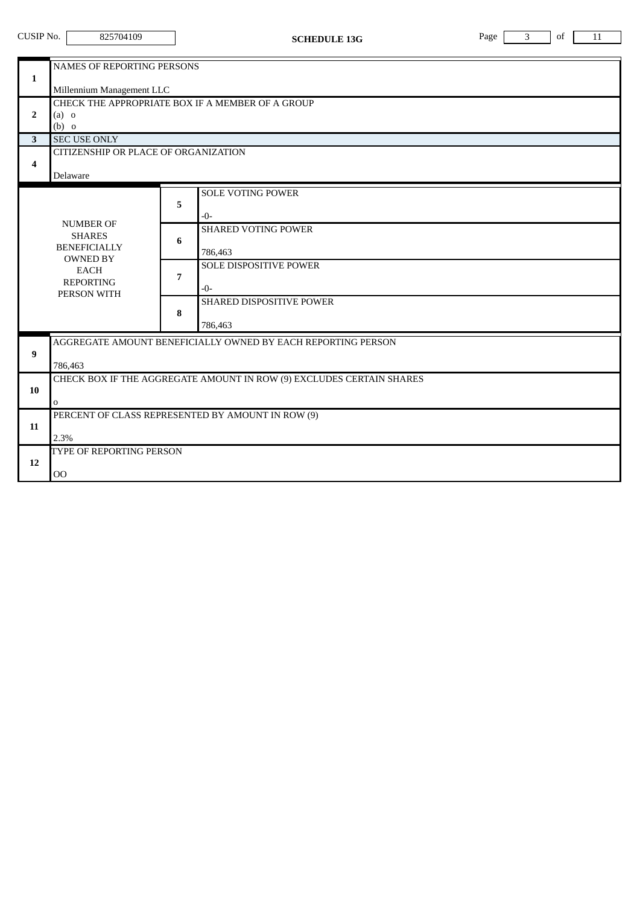CUSIP No. 825704109

**SCHEDULE 13G**

| | | | |
|---|---|---|---|
| 1 | NAMES OF REPORTING PERSONS<br><br>Millennium Management LLC | | |
| 2 | CHECK THE APPROPRIATE BOX IF A MEMBER OF A GROUP<br>(a) o<br>(b) o | | |
| 3 | SEC USE ONLY | | |
| 4 | CITIZENSHIP OR PLACE OF ORGANIZATION<br><br>Delaware | | |
| NUMBER OF SHARES BENEFICIALLY OWNED BY EACH REPORTING PERSON WITH | | 5 | SOLE VOTING POWER<br><br>-0- |
| | | 6 | SHARED VOTING POWER<br><br>786,463 |
| | | 7 | SOLE DISPOSITIVE POWER<br><br>-0- |
| | | 8 | SHARED DISPOSITIVE POWER<br><br>786,463 |
| 9 | AGGREGATE AMOUNT BENEFICIALLY OWNED BY EACH REPORTING PERSON<br><br>786,463 | | |
| 10 | CHECK BOX IF THE AGGREGATE AMOUNT IN ROW (9) EXCLUDES CERTAIN SHARES<br><br>o | | |
| 11 | PERCENT OF CLASS REPRESENTED BY AMOUNT IN ROW (9)<br><br>2.3% | | |
| 12 | TYPE OF REPORTING PERSON<br><br>OO | | |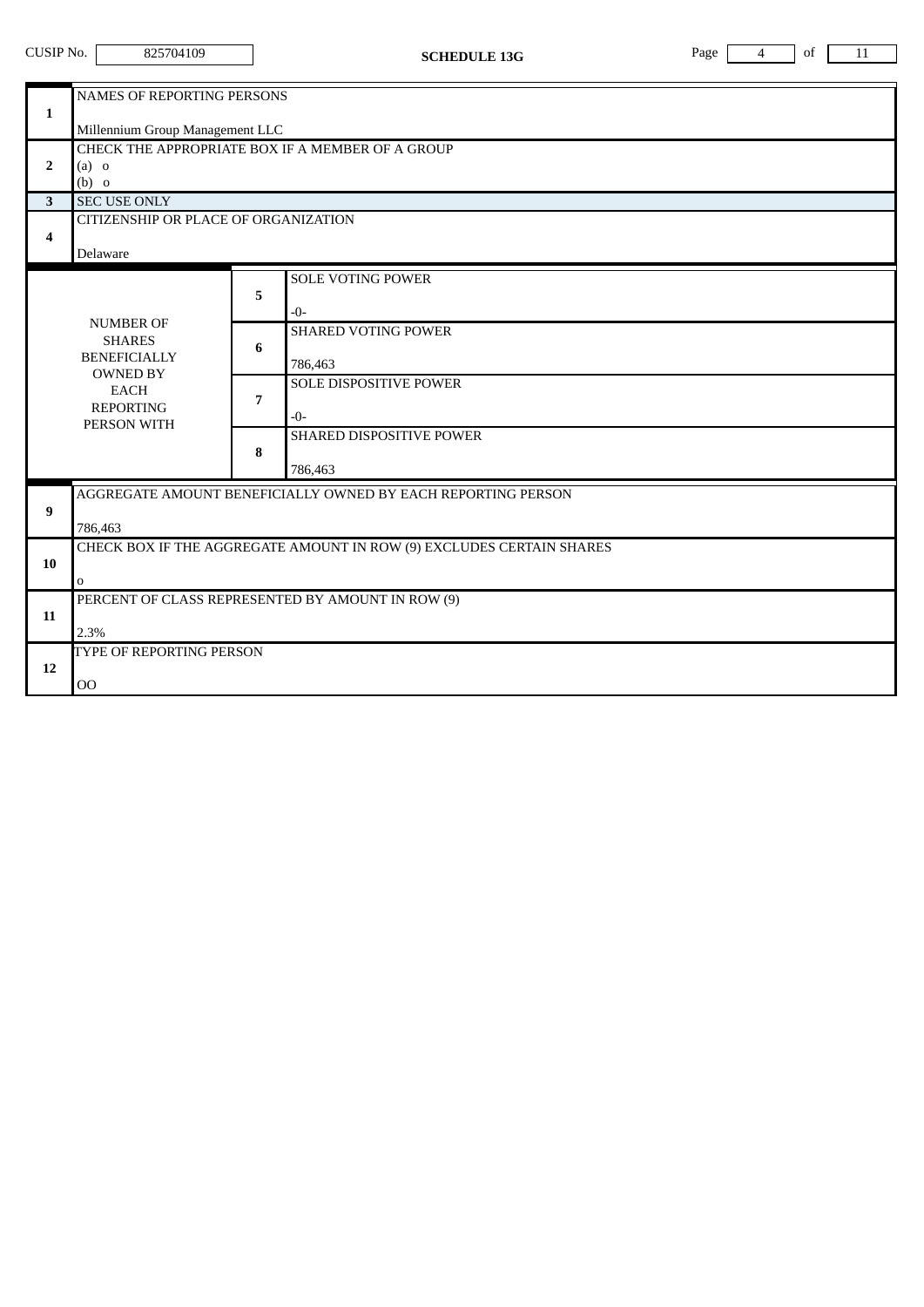CUSIP No. 825704109

**SCHEDULE 13G**

| | | | |
|---|---|---|---|
| 1 | NAMES OF REPORTING PERSONS<br><br>Millennium Group Management LLC | | |
| 2 | CHECK THE APPROPRIATE BOX IF A MEMBER OF A GROUP<br>(a) o<br>(b) o | | |
| 3 | SEC USE ONLY | | |
| 4 | CITIZENSHIP OR PLACE OF ORGANIZATION<br><br>Delaware | | |
| NUMBER OF SHARES BENEFICIALLY OWNED BY EACH REPORTING PERSON WITH | | 5 | SOLE VOTING POWER<br><br>-0- |
| | | 6 | SHARED VOTING POWER<br><br>786,463 |
| | | 7 | SOLE DISPOSITIVE POWER<br><br>-0- |
| | | 8 | SHARED DISPOSITIVE POWER<br><br>786,463 |
| 9 | AGGREGATE AMOUNT BENEFICIALLY OWNED BY EACH REPORTING PERSON<br><br>786,463 | | |
| 10 | CHECK BOX IF THE AGGREGATE AMOUNT IN ROW (9) EXCLUDES CERTAIN SHARES<br><br>o | | |
| 11 | PERCENT OF CLASS REPRESENTED BY AMOUNT IN ROW (9)<br><br>2.3% | | |
| 12 | TYPE OF REPORTING PERSON<br><br>OO | | |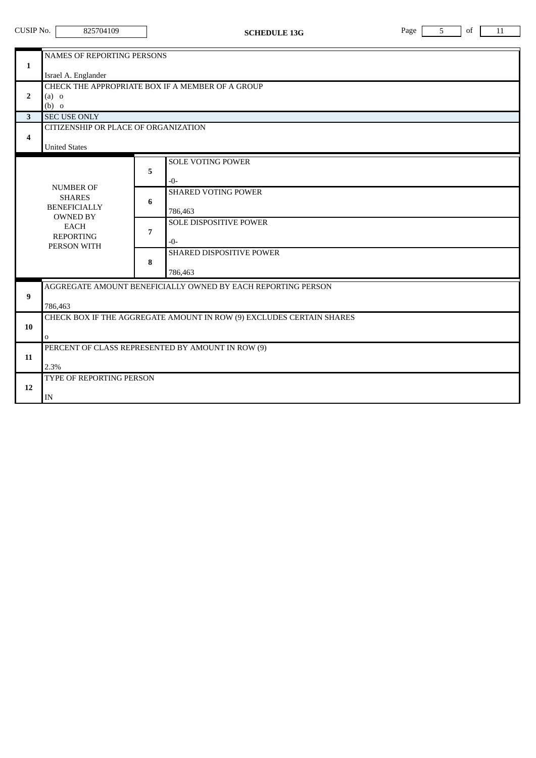CUSIP No. 825704109

**SCHEDULE 13G**

| | | | |
|---|---|---|---|
| 1 | NAMES OF REPORTING PERSONS<br><br>Israel A. Englander | | |
| 2 | CHECK THE APPROPRIATE BOX IF A MEMBER OF A GROUP<br>(a) o<br>(b) o | | |
| 3 | SEC USE ONLY | | |
| 4 | CITIZENSHIP OR PLACE OF ORGANIZATION<br><br>United States | | |
| NUMBER OF SHARES BENEFICIALLY OWNED BY EACH REPORTING PERSON WITH | | 5 | SOLE VOTING POWER<br><br>-0- |
| | | 6 | SHARED VOTING POWER<br><br>786,463 |
| | | 7 | SOLE DISPOSITIVE POWER<br><br>-0- |
| | | 8 | SHARED DISPOSITIVE POWER<br><br>786,463 |
| 9 | AGGREGATE AMOUNT BENEFICIALLY OWNED BY EACH REPORTING PERSON<br><br>786,463 | | |
| 10 | CHECK BOX IF THE AGGREGATE AMOUNT IN ROW (9) EXCLUDES CERTAIN SHARES<br><br>o | | |
| 11 | PERCENT OF CLASS REPRESENTED BY AMOUNT IN ROW (9)<br><br>2.3% | | |
| 12 | TYPE OF REPORTING PERSON<br><br>IN | | |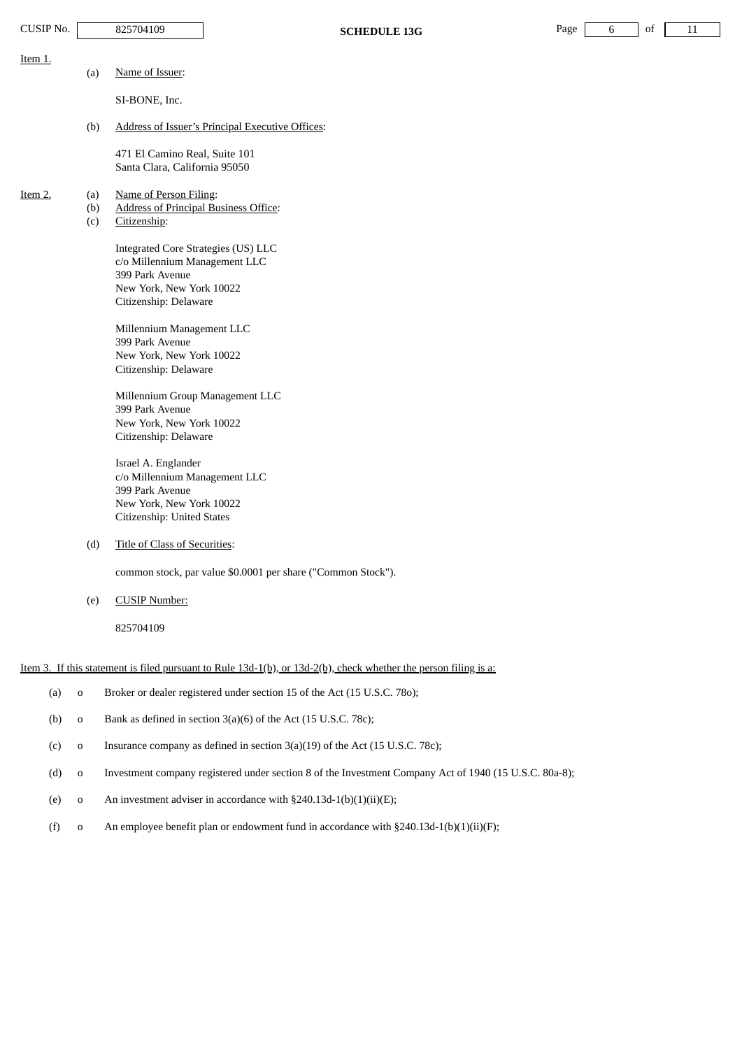Item 1.

(a) Name of Issuer:

SI-BONE, Inc.

(b) Address of Issuer's Principal Executive Offices:

471 El Camino Real, Suite 101
Santa Clara, California 95050

Item 2.

(a) Name of Person Filing:
(b) Address of Principal Business Office:
(c) Citizenship:

Integrated Core Strategies (US) LLC
c/o Millennium Management LLC
399 Park Avenue
New York, New York 10022
Citizenship: Delaware

Millennium Management LLC
399 Park Avenue
New York, New York 10022
Citizenship: Delaware

Millennium Group Management LLC
399 Park Avenue
New York, New York 10022
Citizenship: Delaware

Israel A. Englander
c/o Millennium Management LLC
399 Park Avenue
New York, New York 10022
Citizenship: United States

(d) Title of Class of Securities:

common stock, par value $0.0001 per share ("Common Stock").

(e) CUSIP Number:

825704109

Item 3. If this statement is filed pursuant to Rule 13d-1(b), or 13d-2(b), check whether the person filing is a:

(a) o Broker or dealer registered under section 15 of the Act (15 U.S.C. 78o);

(b) o Bank as defined in section 3(a)(6) of the Act (15 U.S.C. 78c);

(c) o Insurance company as defined in section 3(a)(19) of the Act (15 U.S.C. 78c);

(d) o Investment company registered under section 8 of the Investment Company Act of 1940 (15 U.S.C. 80a-8);

(e) o An investment adviser in accordance with §240.13d-1(b)(1)(ii)(E);

(f) o An employee benefit plan or endowment fund in accordance with §240.13d-1(b)(1)(ii)(F);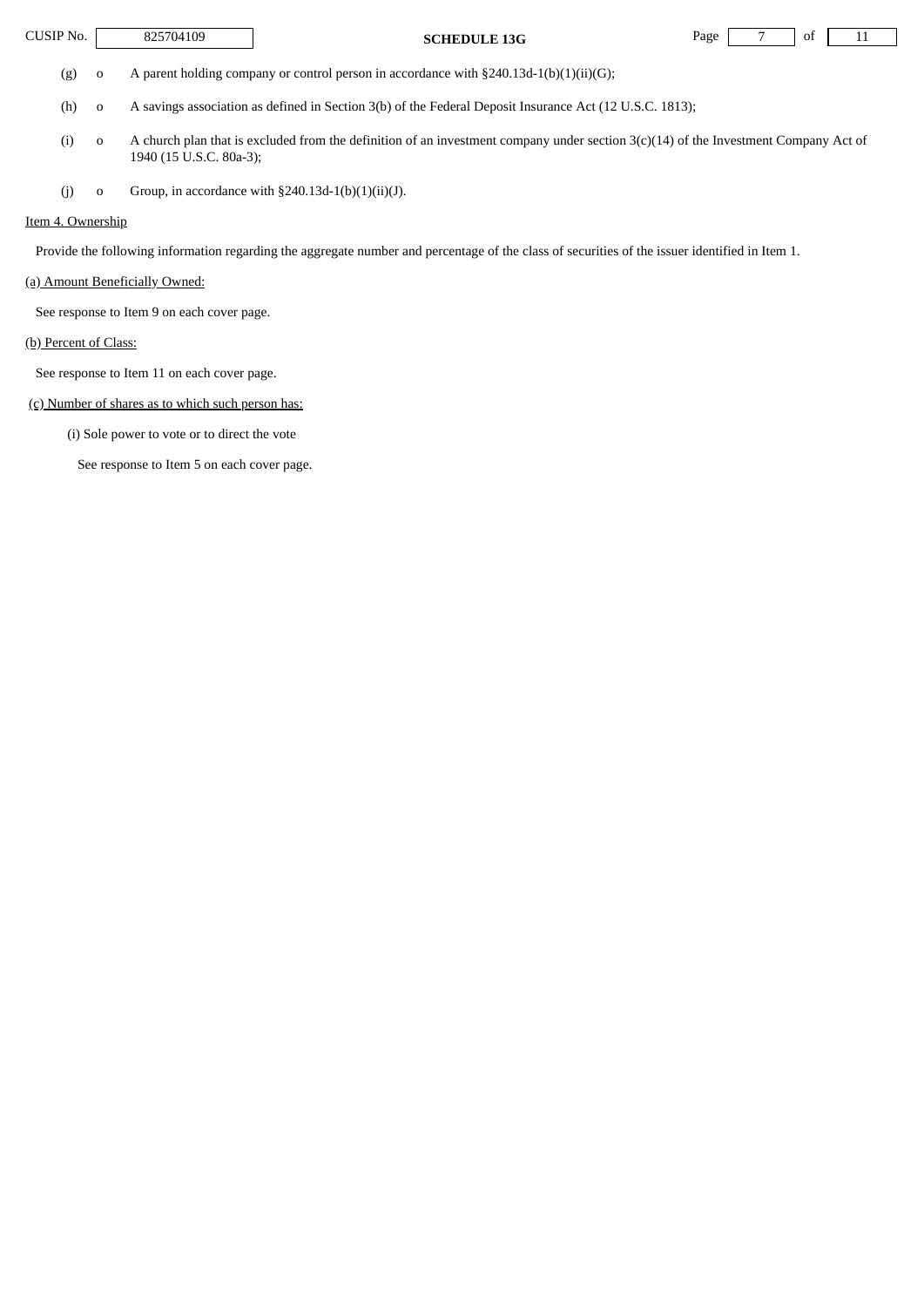(g) o A parent holding company or control person in accordance with §240.13d-1(b)(1)(ii)(G);

(h) o A savings association as defined in Section 3(b) of the Federal Deposit Insurance Act (12 U.S.C. 1813);

(i) o A church plan that is excluded from the definition of an investment company under section 3(c)(14) of the Investment Company Act of 1940 (15 U.S.C. 80a-3);

(j) o Group, in accordance with §240.13d-1(b)(1)(ii)(J).

Item 4. Ownership

Provide the following information regarding the aggregate number and percentage of the class of securities of the issuer identified in Item 1.

(a) Amount Beneficially Owned:

See response to Item 9 on each cover page.

(b) Percent of Class:

See response to Item 11 on each cover page.

(c) Number of shares as to which such person has:

(i) Sole power to vote or to direct the vote

See response to Item 5 on each cover page.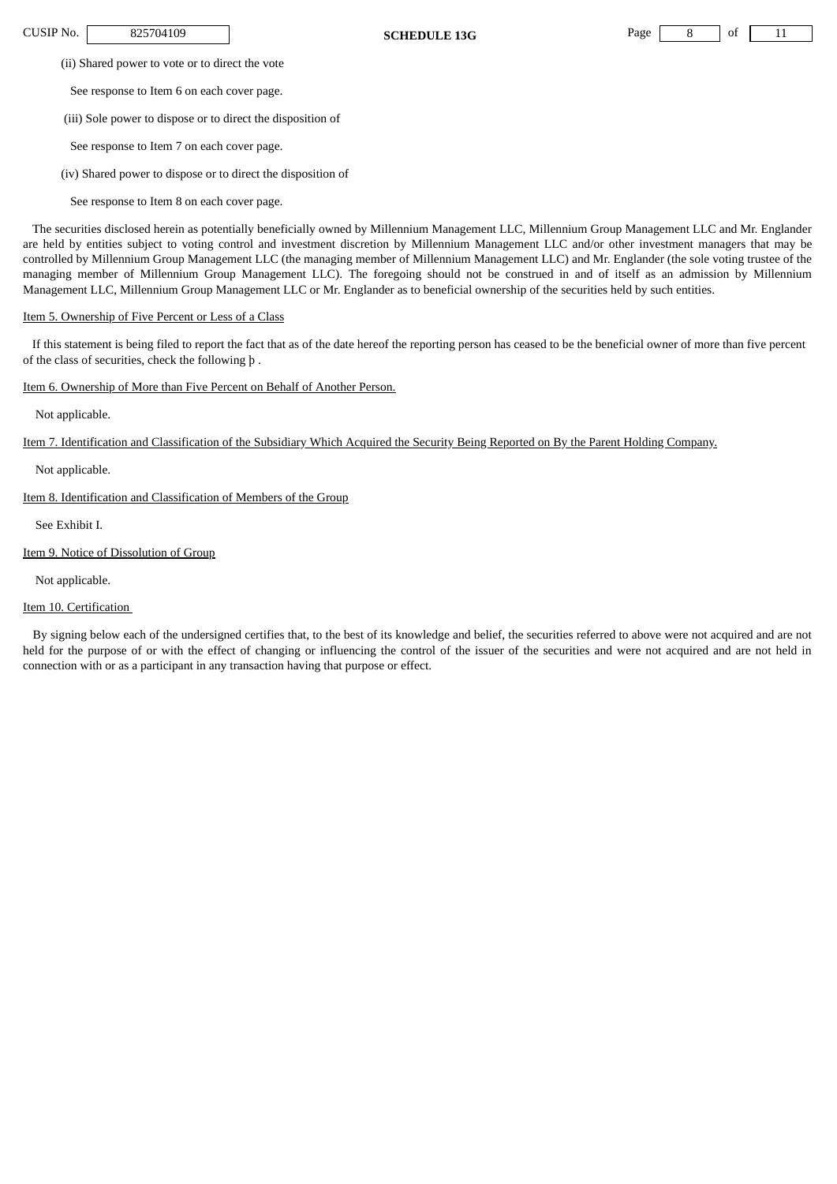(ii) Shared power to vote or to direct the vote

See response to Item 6 on each cover page.

(iii) Sole power to dispose or to direct the disposition of

See response to Item 7 on each cover page.

(iv) Shared power to dispose or to direct the disposition of

See response to Item 8 on each cover page.

The securities disclosed herein as potentially beneficially owned by Millennium Management LLC, Millennium Group Management LLC and Mr. Englander are held by entities subject to voting control and investment discretion by Millennium Management LLC and/or other investment managers that may be controlled by Millennium Group Management LLC (the managing member of Millennium Management LLC) and Mr. Englander (the sole voting trustee of the managing member of Millennium Group Management LLC). The foregoing should not be construed in and of itself as an admission by Millennium Management LLC, Millennium Group Management LLC or Mr. Englander as to beneficial ownership of the securities held by such entities.

Item 5. Ownership of Five Percent or Less of a Class

If this statement is being filed to report the fact that as of the date hereof the reporting person has ceased to be the beneficial owner of more than five percent of the class of securities, check the following þ .

Item 6. Ownership of More than Five Percent on Behalf of Another Person.

Not applicable.

Item 7. Identification and Classification of the Subsidiary Which Acquired the Security Being Reported on By the Parent Holding Company.

Not applicable.

Item 8. Identification and Classification of Members of the Group

See Exhibit I.

Item 9. Notice of Dissolution of Group

Not applicable.

Item 10. Certification

By signing below each of the undersigned certifies that, to the best of its knowledge and belief, the securities referred to above were not acquired and are not held for the purpose of or with the effect of changing or influencing the control of the issuer of the securities and were not acquired and are not held in connection with or as a participant in any transaction having that purpose or effect.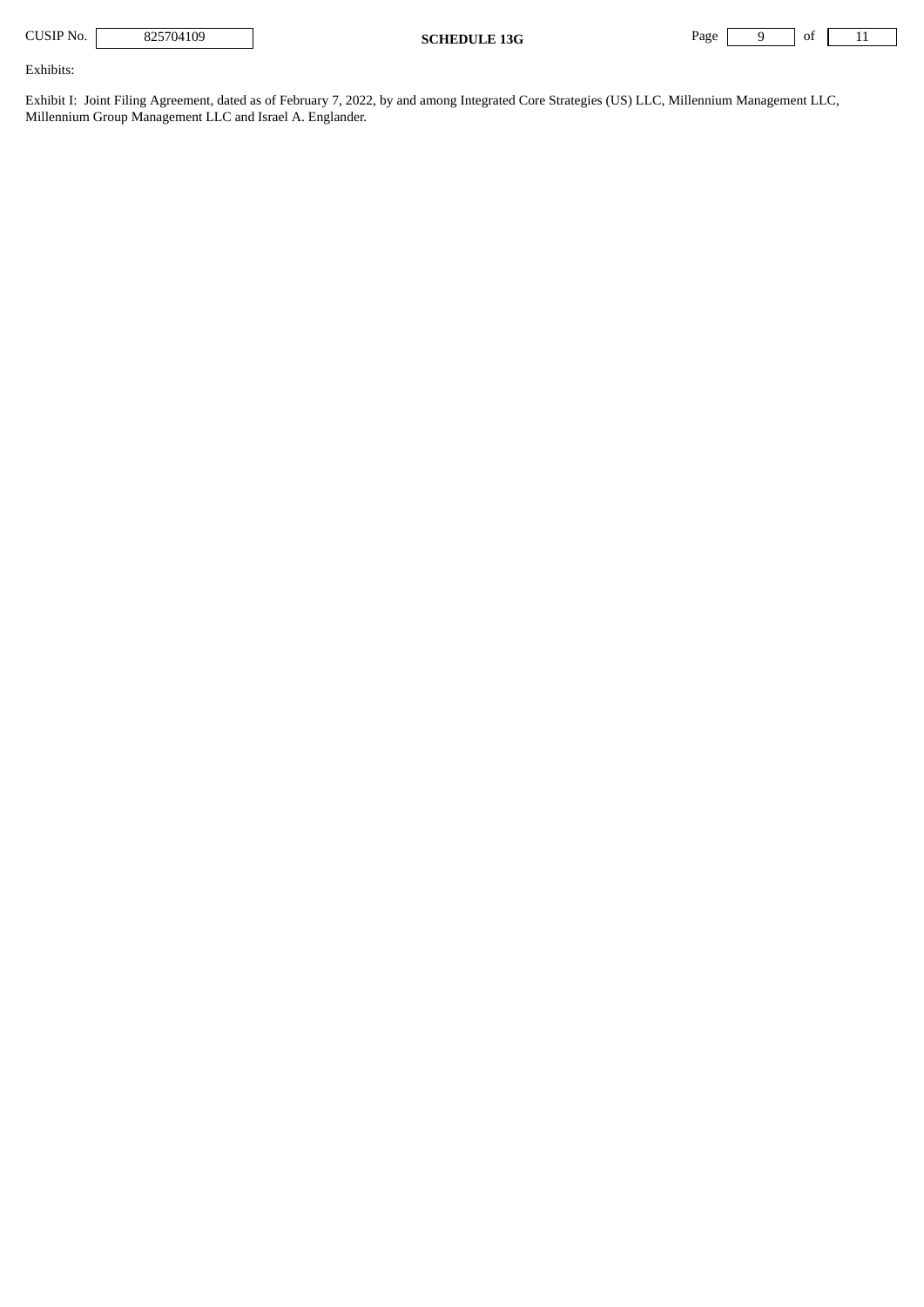Exhibits:

Exhibit I: Joint Filing Agreement, dated as of February 7, 2022, by and among Integrated Core Strategies (US) LLC, Millennium Management LLC, Millennium Group Management LLC and Israel A. Englander.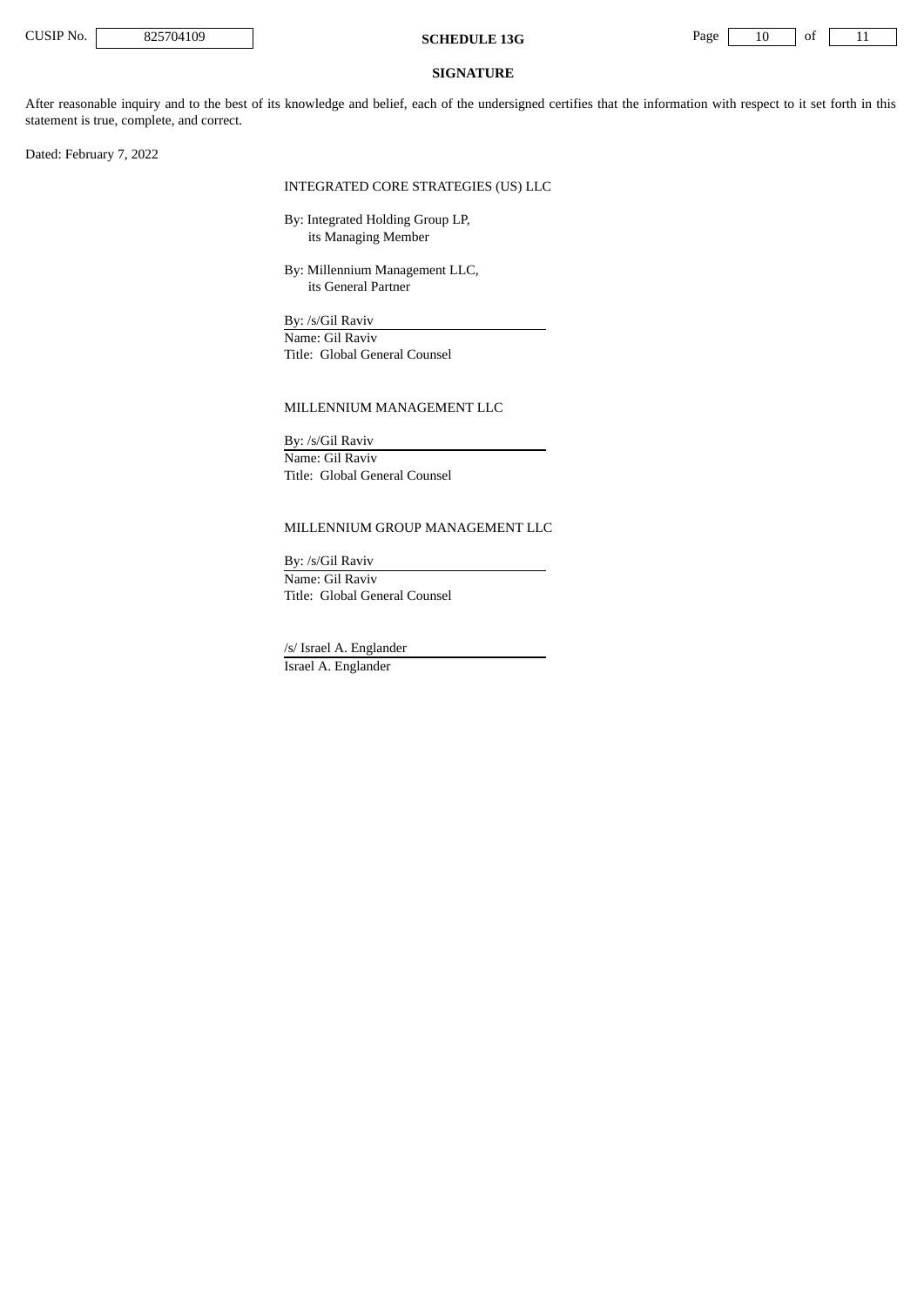**SIGNATURE**

After reasonable inquiry and to the best of its knowledge and belief, each of the undersigned certifies that the information with respect to it set forth in this statement is true, complete, and correct.

Dated: February 7, 2022

INTEGRATED CORE STRATEGIES (US) LLC

By: Integrated Holding Group LP,
its Managing Member

By: Millennium Management LLC,
its General Partner

By: /s/Gil Raviv
Name: Gil Raviv
Title: Global General Counsel

MILLENNIUM MANAGEMENT LLC

By: /s/Gil Raviv
Name: Gil Raviv
Title: Global General Counsel

MILLENNIUM GROUP MANAGEMENT LLC

By: /s/Gil Raviv
Name: Gil Raviv
Title: Global General Counsel

/s/ Israel A. Englander
Israel A. Englander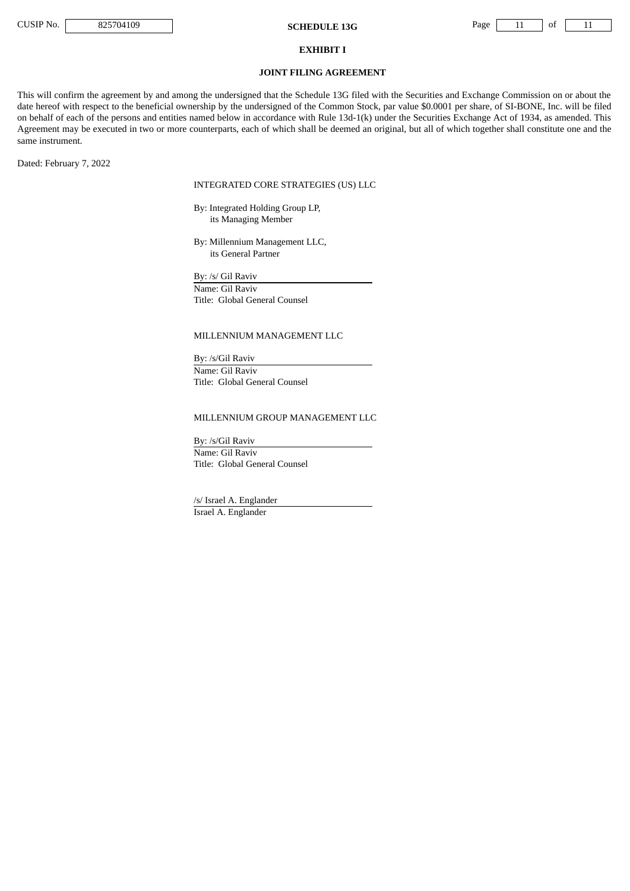**EXHIBIT I**

**JOINT FILING AGREEMENT**

This will confirm the agreement by and among the undersigned that the Schedule 13G filed with the Securities and Exchange Commission on or about the date hereof with respect to the beneficial ownership by the undersigned of the Common Stock, par value $0.0001 per share, of SI-BONE, Inc. will be filed on behalf of each of the persons and entities named below in accordance with Rule 13d-1(k) under the Securities Exchange Act of 1934, as amended. This Agreement may be executed in two or more counterparts, each of which shall be deemed an original, but all of which together shall constitute one and the same instrument.

Dated: February 7, 2022

INTEGRATED CORE STRATEGIES (US) LLC

By: Integrated Holding Group LP,
its Managing Member

By: Millennium Management LLC,
its General Partner

By: /s/ Gil Raviv
Name: Gil Raviv
Title: Global General Counsel

MILLENNIUM MANAGEMENT LLC

By: /s/Gil Raviv
Name: Gil Raviv
Title: Global General Counsel

MILLENNIUM GROUP MANAGEMENT LLC

By: /s/Gil Raviv
Name: Gil Raviv
Title: Global General Counsel

/s/ Israel A. Englander
Israel A. Englander